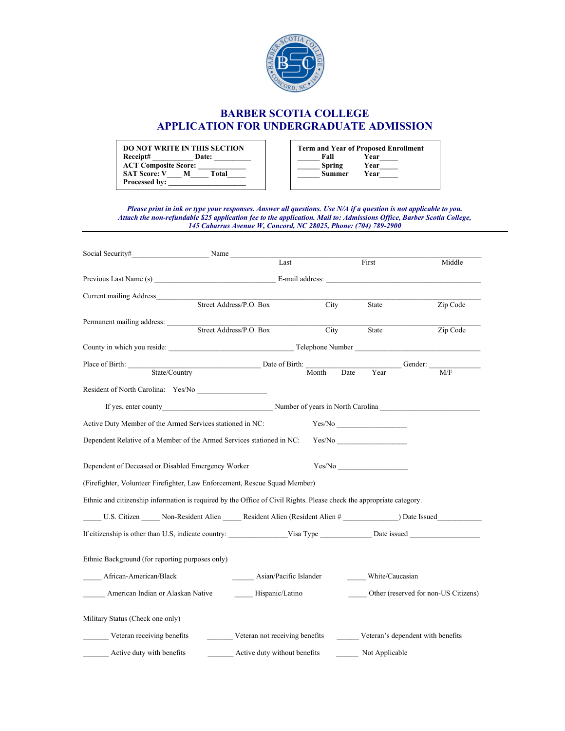# BARBER SCOTIA COLLEGE
# APPLICATION FOR UNDERGRADUATE ADMISSION

**DO NOT WRITE IN THIS SECTION**
**Receipt#** __________ **Date:** __________
**ACT Composite Score:** ____________
**SAT Score: V**____ **M**_____ **Total**_____
**Processed by:** ____________________

**Term and Year of Proposed Enrollment**
______ **Fall** **Year**_____
______ **Spring** **Year**_____
______ **Summer** **Year**_____

***Please print in ink or type your responses. Answer all questions. Use N/A if a question is not applicable to you. Attach the non-refundable $25 application fee to the application. Mail to: Admissions Office, Barber Scotia College, 145 Cabarrus Avenue W, Concord, NC 28025, Phone: (704) 789-2900***

---

Social Security#____________________ Name ______________________________________________________________
Last First Middle

Previous Last Name (s) _______________________________ E-mail address: ______________________________________

Current mailing Address____________________________________________________________________________
Street Address/P.O. Box City State Zip Code

Permanent mailing address: _________________________________________________________________________
Street Address/P.O. Box City State Zip Code

County in which you reside: ________________________________ Telephone Number ________________________________

Place of Birth: ___________________________________ Date of Birth: _________________________ Gender: _____________
State/Country Month Date Year M/F

Resident of North Carolina: Yes/No __________________

If yes, enter county_____________________________ Number of years in North Carolina _________________________

Active Duty Member of the Armed Services stationed in NC: Yes/No __________________

Dependent Relative of a Member of the Armed Services stationed in NC: Yes/No __________________

Dependent of Deceased or Disabled Emergency Worker Yes/No __________________

(Firefighter, Volunteer Firefighter, Law Enforcement, Rescue Squad Member)

Ethnic and citizenship information is required by the Office of Civil Rights. Please check the appropriate category.

_____ U.S. Citizen _____ Non-Resident Alien _____ Resident Alien (Resident Alien # ______________) Date Issued___________

If citizenship is other than U.S, indicate country: _______________Visa Type _____________ Date issued __________________

Ethnic Background (for reporting purposes only)

_____ African-American/Black _____ Asian/Pacific Islander _____ White/Caucasian

______ American Indian or Alaskan Native _____ Hispanic/Latino _____ Other (reserved for non-US Citizens)

Military Status (Check one only)

_______ Veteran receiving benefits _______ Veteran not receiving benefits ______ Veteran's dependent with benefits

_______ Active duty with benefits _______ Active duty without benefits ______ Not Applicable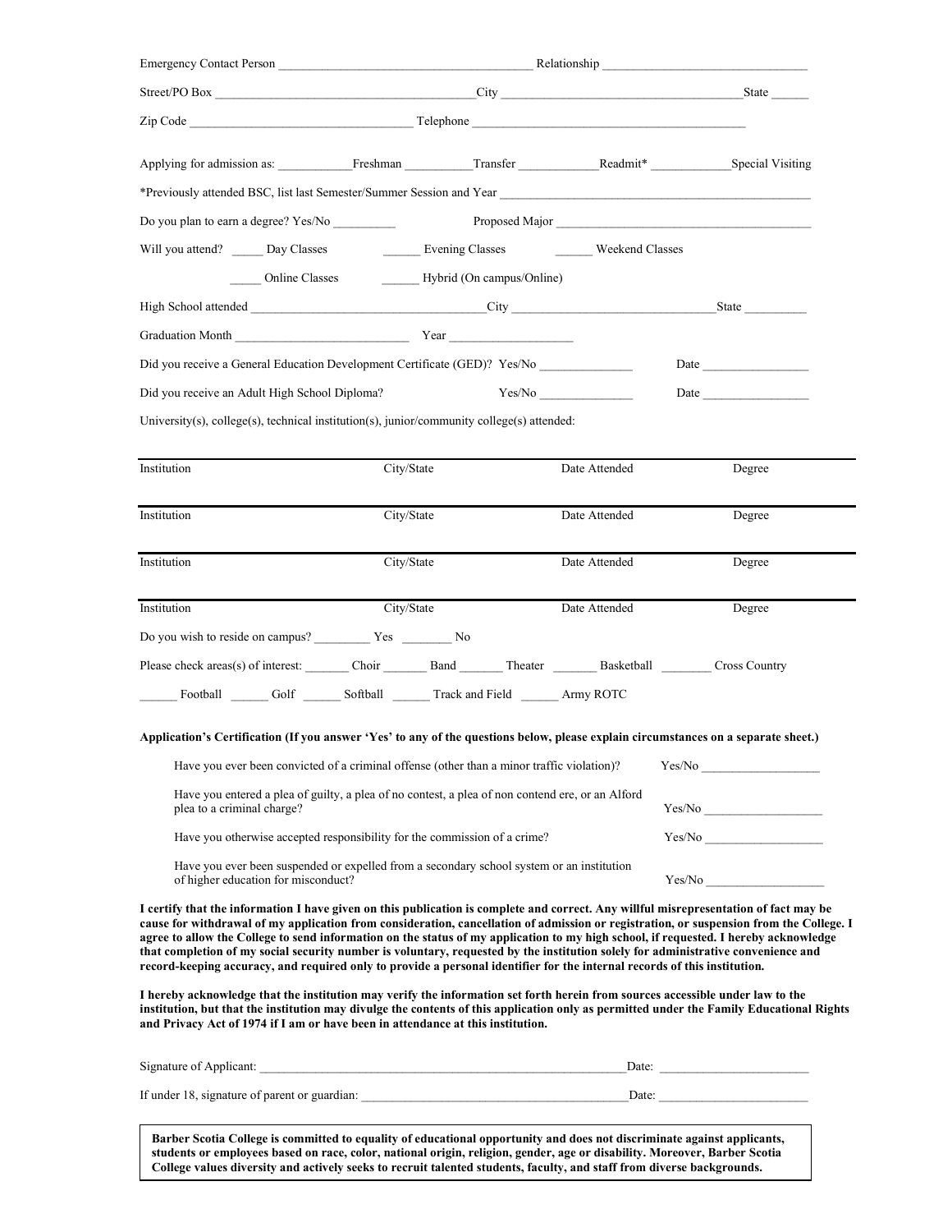Emergency Contact Person ________________________________________ Relationship _________________________________

Street/PO Box __________________________________________City ______________________________________State ______

Zip Code ____________________________________ Telephone ____________________________________________

Applying for admission as: ____________Freshman ___________Transfer _____________Readmit* _____________Special Visiting

*Previously attended BSC, list last Semester/Summer Session and Year ___________________________________________________

Do you plan to earn a degree? Yes/No __________ Proposed Major __________________________________________

Will you attend? _____ Day Classes ______ Evening Classes ______ Weekend Classes

_____ Online Classes ______ Hybrid (On campus/Online)

High School attended ______________________________________City _________________________________State __________

Graduation Month ____________________________ Year ____________________

Did you receive a General Education Development Certificate (GED)? Yes/No _______________ Date _________________

Did you receive an Adult High School Diploma? Yes/No _______________ Date _________________

University(s), college(s), technical institution(s), junior/community college(s) attended:

| | | | |
|---|---|---|---|
| Institution | City/State | Date Attended | Degree |
| Institution | City/State | Date Attended | Degree |
| Institution | City/State | Date Attended | Degree |
| Institution | City/State | Date Attended | Degree |

Do you wish to reside on campus? _________ Yes ________ No

Please check areas(s) of interest: _______ Choir _______ Band _______ Theater _______ Basketball ________ Cross Country

______ Football ______ Golf ______ Softball ______ Track and Field ______ Army ROTC

**Application's Certification (If you answer 'Yes' to any of the questions below, please explain circumstances on a separate sheet.)**

Have you ever been convicted of a criminal offense (other than a minor traffic violation)? Yes/No ___________________

Have you entered a plea of guilty, a plea of no contest, a plea of non contend ere, or an Alford plea to a criminal charge? Yes/No ___________________

Have you otherwise accepted responsibility for the commission of a crime? Yes/No ___________________

Have you ever been suspended or expelled from a secondary school system or an institution of higher education for misconduct? Yes/No ___________________

**I certify that the information I have given on this publication is complete and correct. Any willful misrepresentation of fact may be cause for withdrawal of my application from consideration, cancellation of admission or registration, or suspension from the College. I agree to allow the College to send information on the status of my application to my high school, if requested. I hereby acknowledge that completion of my social security number is voluntary, requested by the institution solely for administrative convenience and record-keeping accuracy, and required only to provide a personal identifier for the internal records of this institution.**

**I hereby acknowledge that the institution may verify the information set forth herein from sources accessible under law to the institution, but that the institution may divulge the contents of this application only as permitted under the Family Educational Rights and Privacy Act of 1974 if I am or have been in attendance at this institution.**

Signature of Applicant: ____________________________________________________________Date: ________________________

If under 18, signature of parent or guardian: ____________________________________________Date: ________________________

**Barber Scotia College is committed to equality of educational opportunity and does not discriminate against applicants, students or employees based on race, color, national origin, religion, gender, age or disability. Moreover, Barber Scotia College values diversity and actively seeks to recruit talented students, faculty, and staff from diverse backgrounds.**